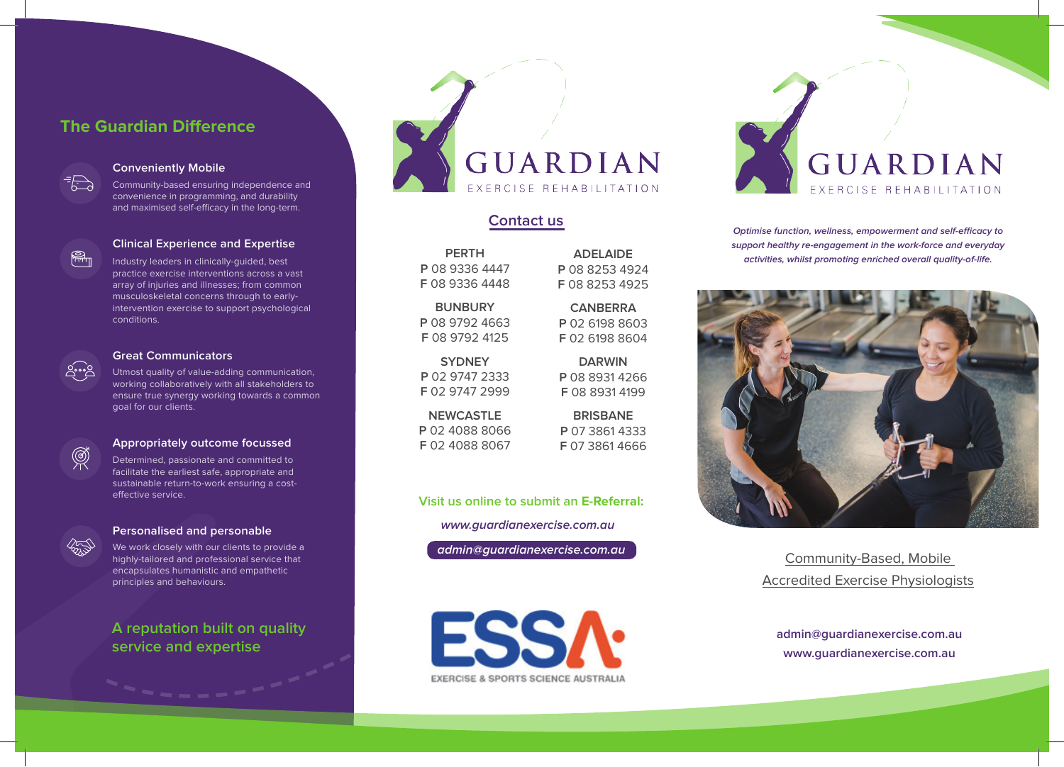## The Guardian Difference

### Conveniently Mobile

Community-based ensuring independence and convenience in programming, and durability and maximised self-efficacy in the long-term.

### Clinical Experience and Expertise

Industry leaders in clinically-guided, best practice exercise interventions across a vast array of injuries and illnesses; from common musculoskeletal concerns through to early-intervention exercise to support psychological conditions.

### Great Communicators

Utmost quality of value-adding communication, working collaboratively with all stakeholders to ensure true synergy working towards a common goal for our clients.

### Appropriately outcome focussed

Determined, passionate and committed to facilitate the earliest safe, appropriate and sustainable return-to-work ensuring a cost-effective service.

### Personalised and personable

We work closely with our clients to provide a highly-tailored and professional service that encapsulates humanistic and empathetic principles and behaviours.

**A reputation built on quality service and expertise**

# GUARDIAN
EXERCISE REHABILITATION

## Contact us

**PERTH**
**P** 08 9336 4447
**F** 08 9336 4448

**ADELAIDE**
**P** 08 8253 4924
**F** 08 8253 4925

**BUNBURY**
**P** 08 9792 4663
**F** 08 9792 4125

**CANBERRA**
**P** 02 6198 8603
**F** 02 6198 8604

**SYDNEY**
**P** 02 9747 2333
**F** 02 9747 2999

**DARWIN**
**P** 08 8931 4266
**F** 08 8931 4199

**NEWCASTLE**
**P** 02 4088 8066
**F** 02 4088 8067

**BRISBANE**
**P** 07 3861 4333
**F** 07 3861 4666

Visit us online to submit an **E-Referral:**

***www.guardianexercise.com.au***

***admin@guardianexercise.com.au***

ESSA
EXERCISE & SPORTS SCIENCE AUSTRALIA

# GUARDIAN
EXERCISE REHABILITATION

***Optimise function, wellness, empowerment and self-efficacy to support healthy re-engagement in the work-force and everyday activities, whilst promoting enriched overall quality-of-life.***

Community-Based, Mobile
Accredited Exercise Physiologists

**admin@guardianexercise.com.au**
**www.guardianexercise.com.au**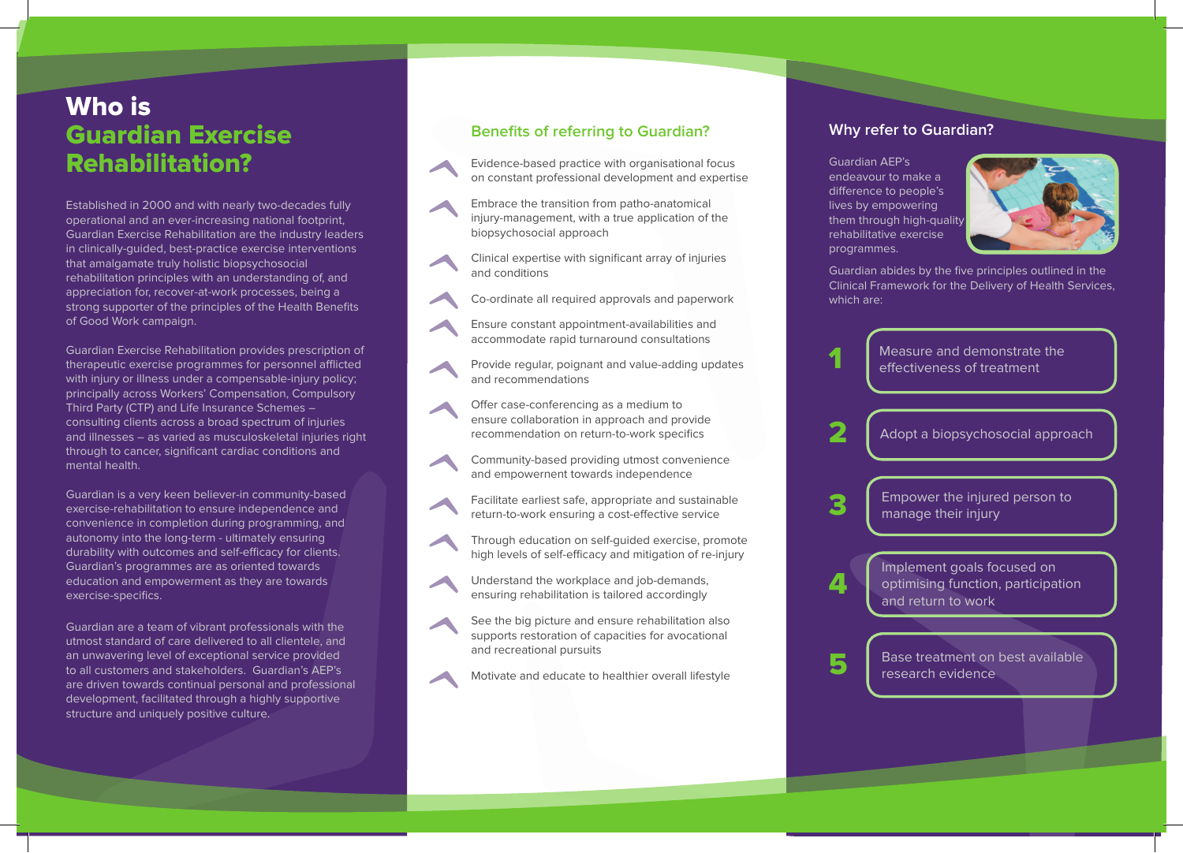# Who is Guardian Exercise Rehabilitation?

Established in 2000 and with nearly two-decades fully operational and an ever-increasing national footprint, Guardian Exercise Rehabilitation are the industry leaders in clinically-guided, best-practice exercise interventions that amalgamate truly holistic biopsychosocial rehabilitation principles with an understanding of, and appreciation for, recover-at-work processes, being a strong supporter of the principles of the Health Benefits of Good Work campaign.

Guardian Exercise Rehabilitation provides prescription of therapeutic exercise programmes for personnel afflicted with injury or illness under a compensable-injury policy; principally across Workers' Compensation, Compulsory Third Party (CTP) and Life Insurance Schemes – consulting clients across a broad spectrum of injuries and illnesses – as varied as musculoskeletal injuries right through to cancer, significant cardiac conditions and mental health.

Guardian is a very keen believer-in community-based exercise-rehabilitation to ensure independence and convenience in completion during programming, and autonomy into the long-term - ultimately ensuring durability with outcomes and self-efficacy for clients. Guardian's programmes are as oriented towards education and empowerment as they are towards exercise-specifics.

Guardian are a team of vibrant professionals with the utmost standard of care delivered to all clientele, and an unwavering level of exceptional service provided to all customers and stakeholders. Guardian's AEP's are driven towards continual personal and professional development, facilitated through a highly supportive structure and uniquely positive culture.

## Benefits of referring to Guardian?

- Evidence-based practice with organisational focus on constant professional development and expertise
- Embrace the transition from patho-anatomical injury-management, with a true application of the biopsychosocial approach
- Clinical expertise with significant array of injuries and conditions
- Co-ordinate all required approvals and paperwork
- Ensure constant appointment-availabilities and accommodate rapid turnaround consultations
- Provide regular, poignant and value-adding updates and recommendations
- Offer case-conferencing as a medium to ensure collaboration in approach and provide recommendation on return-to-work specifics
- Community-based providing utmost convenience and empowernent towards independence
- Facilitate earliest safe, appropriate and sustainable return-to-work ensuring a cost-effective service
- Through education on self-guided exercise, promote high levels of self-efficacy and mitigation of re-injury
- Understand the workplace and job-demands, ensuring rehabilitation is tailored accordingly
- See the big picture and ensure rehabilitation also supports restoration of capacities for avocational and recreational pursuits
- Motivate and educate to healthier overall lifestyle

## Why refer to Guardian?

Guardian AEP's endeavour to make a difference to people's lives by empowering them through high-quality rehabilitative exercise programmes.

Guardian abides by the five principles outlined in the Clinical Framework for the Delivery of Health Services, which are:

1. Measure and demonstrate the effectiveness of treatment
2. Adopt a biopsychosocial approach
3. Empower the injured person to manage their injury
4. Implement goals focused on optimising function, participation and return to work
5. Base treatment on best available research evidence